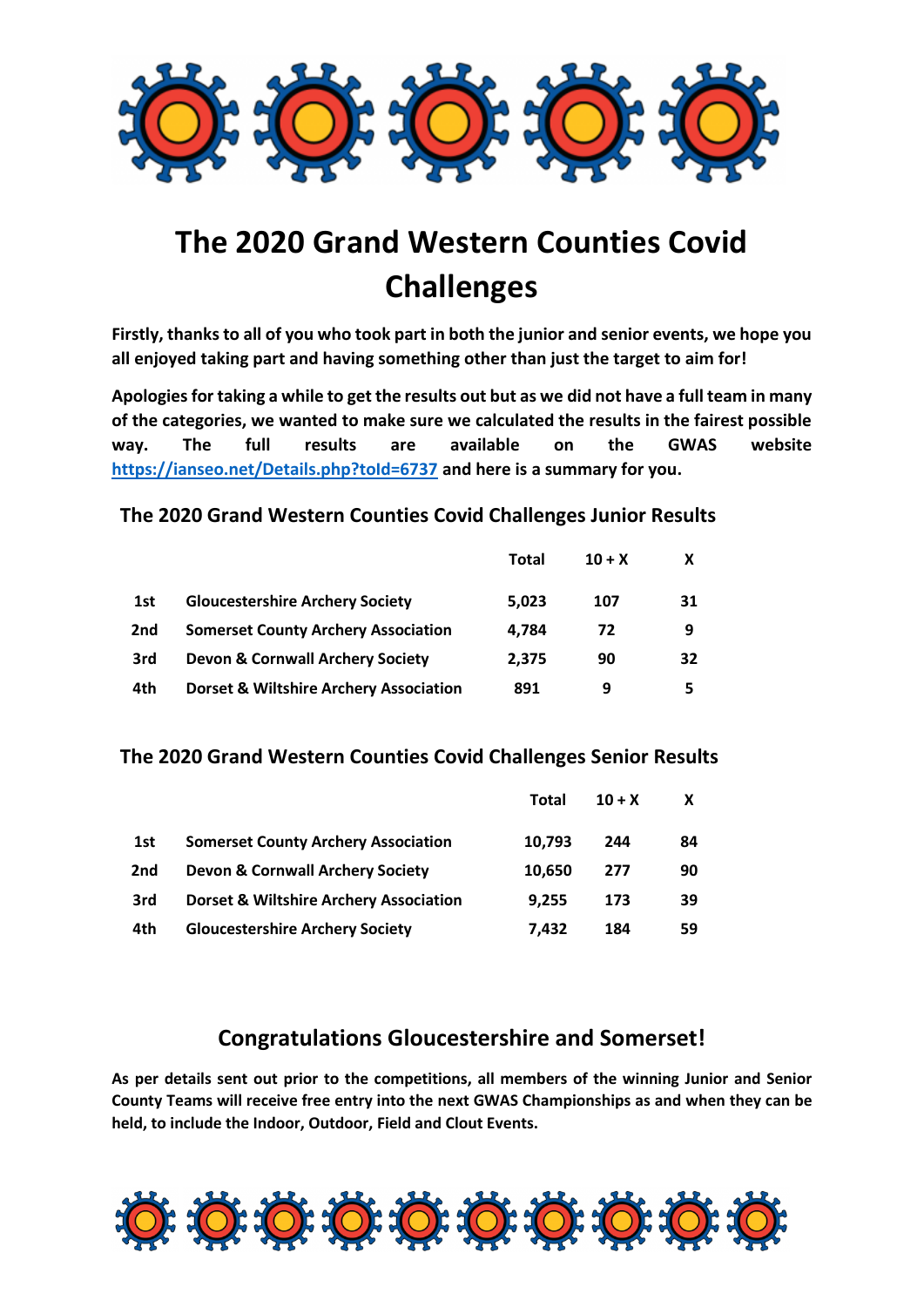# The 2020 Grand Western Counties Covid Challenges

**Firstly, thanks to all of you who took part in both the junior and senior events, we hope you all enjoyed taking part and having something other than just the target to aim for!**

**Apologies for taking a while to get the results out but as we did not have a full team in many of the categories, we wanted to make sure we calculated the results in the fairest possible way. The full results are available on the GWAS website [https://ianseo.net/Details.php?toId=6737](https://ianseo.net/Details.php?toId=6737) and here is a summary for you.**

## The 2020 Grand Western Counties Covid Challenges Junior Results

| | | Total | 10 + X | X |
|---|---|---|---|---|
| 1st | Gloucestershire Archery Society | 5,023 | 107 | 31 |
| 2nd | Somerset County Archery Association | 4,784 | 72 | 9 |
| 3rd | Devon & Cornwall Archery Society | 2,375 | 90 | 32 |
| 4th | Dorset & Wiltshire Archery Association | 891 | 9 | 5 |

## The 2020 Grand Western Counties Covid Challenges Senior Results

| | | Total | 10 + X | X |
|---|---|---|---|---|
| 1st | Somerset County Archery Association | 10,793 | 244 | 84 |
| 2nd | Devon & Cornwall Archery Society | 10,650 | 277 | 90 |
| 3rd | Dorset & Wiltshire Archery Association | 9,255 | 173 | 39 |
| 4th | Gloucestershire Archery Society | 7,432 | 184 | 59 |

## Congratulations Gloucestershire and Somerset!

**As per details sent out prior to the competitions, all members of the winning Junior and Senior County Teams will receive free entry into the next GWAS Championships as and when they can be held, to include the Indoor, Outdoor, Field and Clout Events.**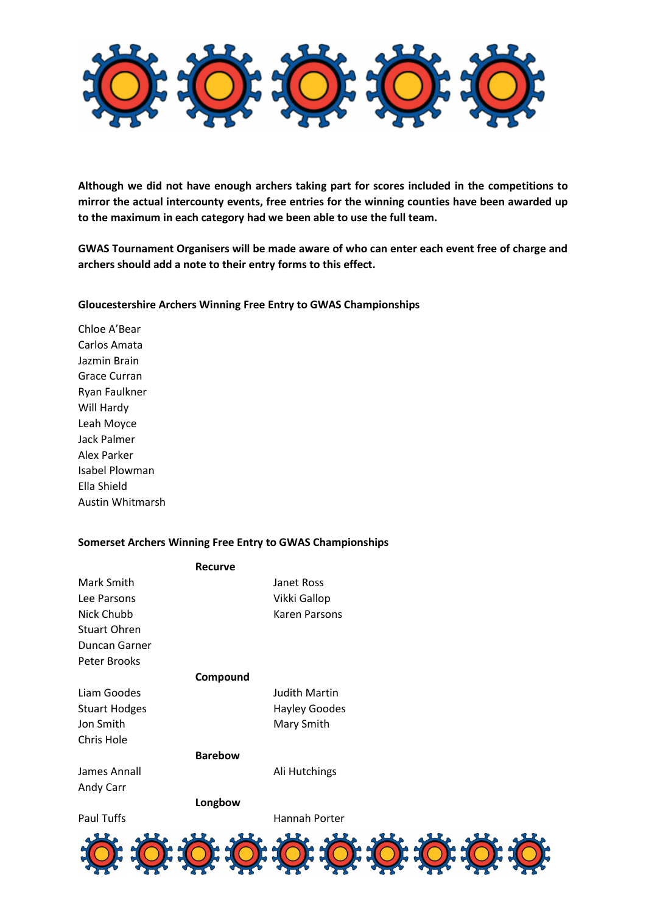**Although we did not have enough archers taking part for scores included in the competitions to mirror the actual intercounty events, free entries for the winning counties have been awarded up to the maximum in each category had we been able to use the full team.**

**GWAS Tournament Organisers will be made aware of who can enter each event free of charge and archers should add a note to their entry forms to this effect.**

**Gloucestershire Archers Winning Free Entry to GWAS Championships**

Chloe A'Bear
Carlos Amata
Jazmin Brain
Grace Curran
Ryan Faulkner
Will Hardy
Leah Moyce
Jack Palmer
Alex Parker
Isabel Plowman
Ella Shield
Austin Whitmarsh

**Somerset Archers Winning Free Entry to GWAS Championships**

**Recurve**

Mark Smith
Lee Parsons
Nick Chubb
Stuart Ohren
Duncan Garner
Peter Brooks

Janet Ross
Vikki Gallop
Karen Parsons

**Compound**

Liam Goodes
Stuart Hodges
Jon Smith
Chris Hole

Judith Martin
Hayley Goodes
Mary Smith

**Barebow**

James Annall
Andy Carr

Ali Hutchings

**Longbow**

Paul Tuffs

Hannah Porter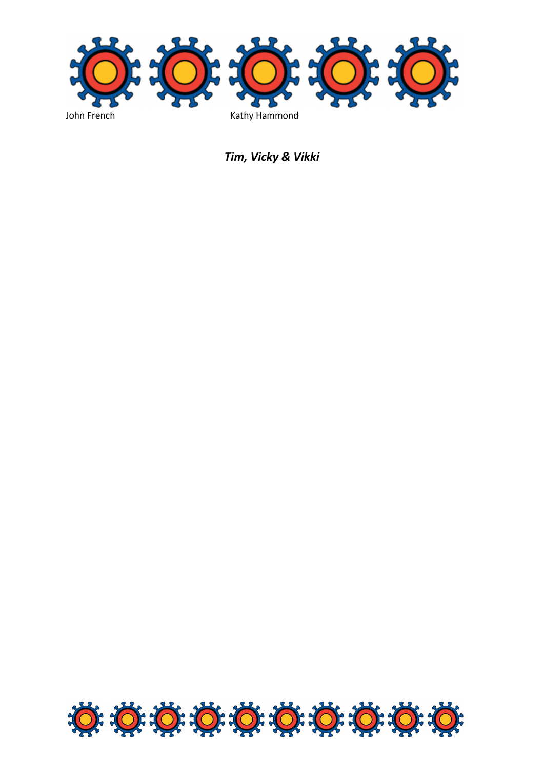John French

Kathy Hammond

***Tim, Vicky & Vikki***